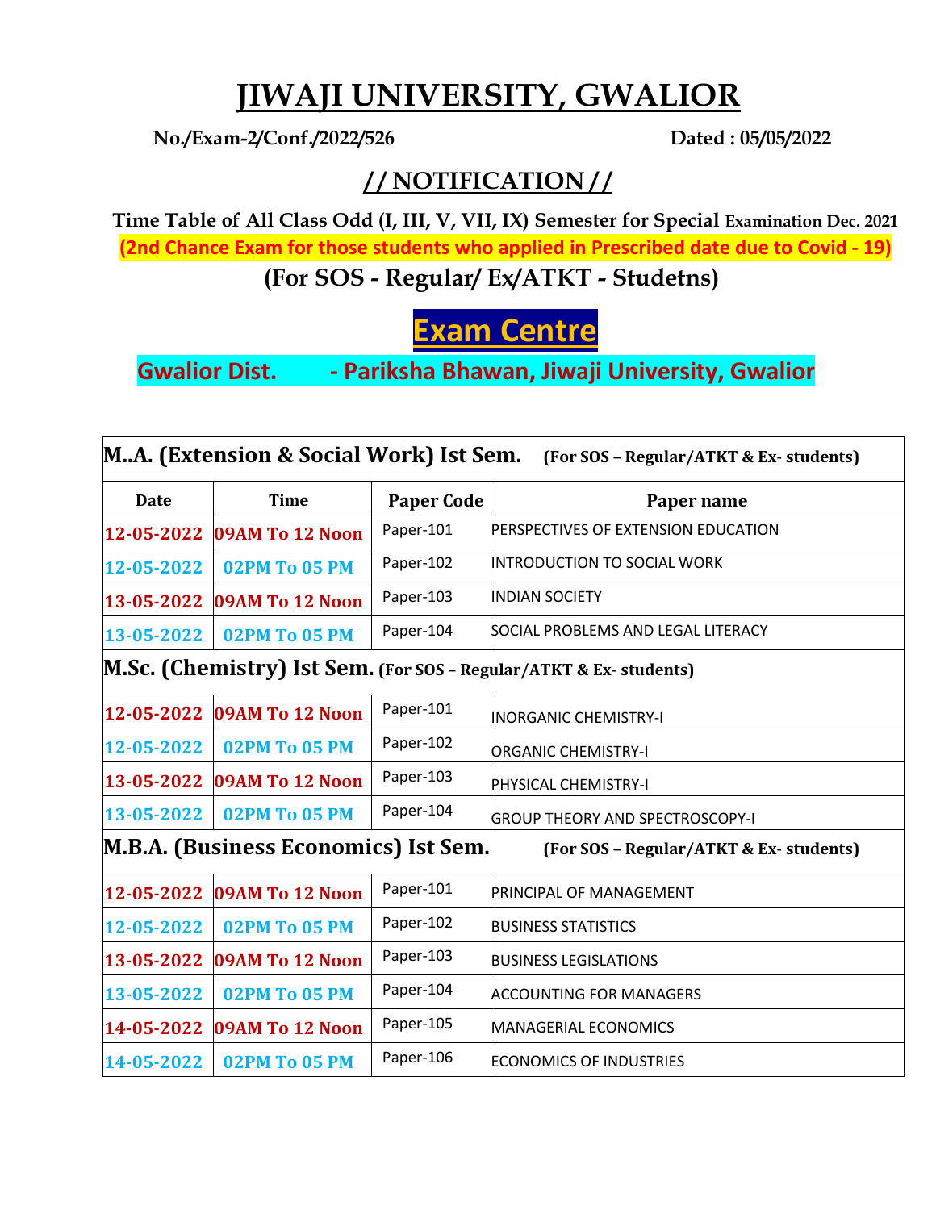# JIWAJI UNIVERSITY, GWALIOR

**No./Exam-2/Conf./2022/526** **Dated : 05/05/2022**

## // NOTIFICATION //

**Time Table of All Class Odd (I, III, V, VII, IX) Semester for Special Examination Dec. 2021**

**(2nd Chance Exam for those students who applied in Prescribed date due to Covid - 19)**

**(For SOS - Regular/ Ex/ATKT - Studetns)**

## Exam Centre

**Gwalior Dist. - Pariksha Bhawan, Jiwaji University, Gwalior**

| **M..A. (Extension & Social Work) Ist Sem.** (For SOS – Regular/ATKT & Ex- students) | | | |
|---|---|---|---|
| **Date** | **Time** | **Paper Code** | **Paper name** |
| 12-05-2022 | 09AM To 12 Noon | Paper-101 | PERSPECTIVES OF EXTENSION EDUCATION |
| 12-05-2022 | 02PM To 05 PM | Paper-102 | INTRODUCTION TO SOCIAL WORK |
| 13-05-2022 | 09AM To 12 Noon | Paper-103 | INDIAN SOCIETY |
| 13-05-2022 | 02PM To 05 PM | Paper-104 | SOCIAL PROBLEMS AND LEGAL LITERACY |
| **M.Sc. (Chemistry) Ist Sem.** (For SOS – Regular/ATKT & Ex- students) | | | |
| 12-05-2022 | 09AM To 12 Noon | Paper-101 | INORGANIC CHEMISTRY-I |
| 12-05-2022 | 02PM To 05 PM | Paper-102 | ORGANIC CHEMISTRY-I |
| 13-05-2022 | 09AM To 12 Noon | Paper-103 | PHYSICAL CHEMISTRY-I |
| 13-05-2022 | 02PM To 05 PM | Paper-104 | GROUP THEORY AND SPECTROSCOPY-I |
| **M.B.A. (Business Economics) Ist Sem.** (For SOS – Regular/ATKT & Ex- students) | | | |
| 12-05-2022 | 09AM To 12 Noon | Paper-101 | PRINCIPAL OF MANAGEMENT |
| 12-05-2022 | 02PM To 05 PM | Paper-102 | BUSINESS STATISTICS |
| 13-05-2022 | 09AM To 12 Noon | Paper-103 | BUSINESS LEGISLATIONS |
| 13-05-2022 | 02PM To 05 PM | Paper-104 | ACCOUNTING FOR MANAGERS |
| 14-05-2022 | 09AM To 12 Noon | Paper-105 | MANAGERIAL ECONOMICS |
| 14-05-2022 | 02PM To 05 PM | Paper-106 | ECONOMICS OF INDUSTRIES |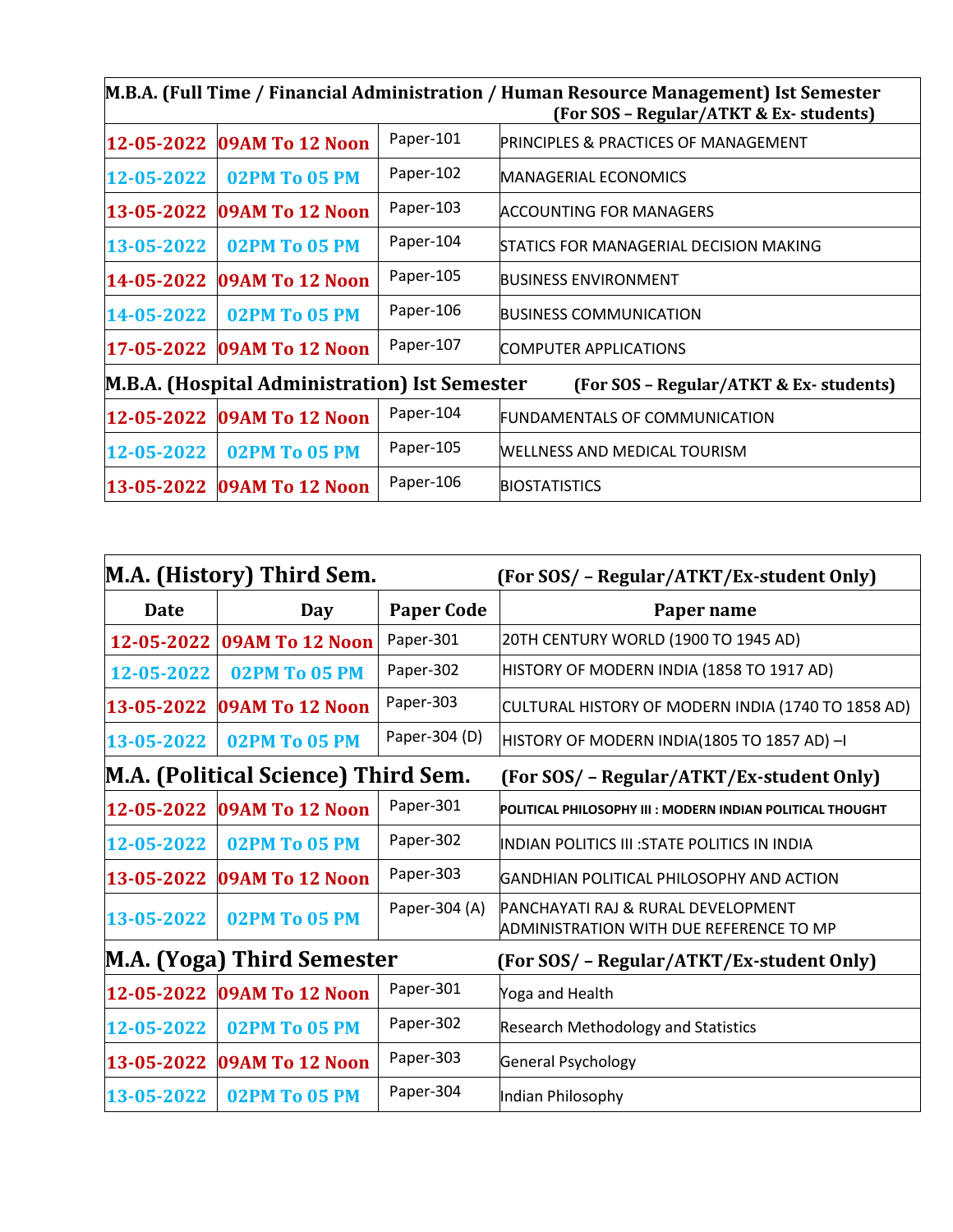| M.B.A. (Full Time / Financial Administration / Human Resource Management) Ist Semester (For SOS – Regular/ATKT & Ex- students) | | | |
|---|---|---|---|
| 12-05-2022 | 09AM To 12 Noon | Paper-101 | PRINCIPLES & PRACTICES OF MANAGEMENT |
| 12-05-2022 | 02PM To 05 PM | Paper-102 | MANAGERIAL ECONOMICS |
| 13-05-2022 | 09AM To 12 Noon | Paper-103 | ACCOUNTING FOR MANAGERS |
| 13-05-2022 | 02PM To 05 PM | Paper-104 | STATICS FOR MANAGERIAL DECISION MAKING |
| 14-05-2022 | 09AM To 12 Noon | Paper-105 | BUSINESS ENVIRONMENT |
| 14-05-2022 | 02PM To 05 PM | Paper-106 | BUSINESS COMMUNICATION |
| 17-05-2022 | 09AM To 12 Noon | Paper-107 | COMPUTER APPLICATIONS |
| **M.B.A. (Hospital Administration) Ist Semester (For SOS – Regular/ATKT & Ex- students)** | | | |
| 12-05-2022 | 09AM To 12 Noon | Paper-104 | FUNDAMENTALS OF COMMUNICATION |
| 12-05-2022 | 02PM To 05 PM | Paper-105 | WELLNESS AND MEDICAL TOURISM |
| 13-05-2022 | 09AM To 12 Noon | Paper-106 | BIOSTATISTICS |

| M.A. (History) Third Sem. (For SOS/ – Regular/ATKT/Ex-student Only) | | | |
|---|---|---|---|
| **Date** | **Day** | **Paper Code** | **Paper name** |
| 12-05-2022 | 09AM To 12 Noon | Paper-301 | 20TH CENTURY WORLD (1900 TO 1945 AD) |
| 12-05-2022 | 02PM To 05 PM | Paper-302 | HISTORY OF MODERN INDIA (1858 TO 1917 AD) |
| 13-05-2022 | 09AM To 12 Noon | Paper-303 | CULTURAL HISTORY OF MODERN INDIA (1740 TO 1858 AD) |
| 13-05-2022 | 02PM To 05 PM | Paper-304 (D) | HISTORY OF MODERN INDIA(1805 TO 1857 AD) –I |
| **M.A. (Political Science) Third Sem. (For SOS/ – Regular/ATKT/Ex-student Only)** | | | |
| 12-05-2022 | 09AM To 12 Noon | Paper-301 | POLITICAL PHILOSOPHY III : MODERN INDIAN POLITICAL THOUGHT |
| 12-05-2022 | 02PM To 05 PM | Paper-302 | INDIAN POLITICS III :STATE POLITICS IN INDIA |
| 13-05-2022 | 09AM To 12 Noon | Paper-303 | GANDHIAN POLITICAL PHILOSOPHY AND ACTION |
| 13-05-2022 | 02PM To 05 PM | Paper-304 (A) | PANCHAYATI RAJ & RURAL DEVELOPMENT ADMINISTRATION WITH DUE REFERENCE TO MP |
| **M.A. (Yoga) Third Semester (For SOS/ – Regular/ATKT/Ex-student Only)** | | | |
| 12-05-2022 | 09AM To 12 Noon | Paper-301 | Yoga and Health |
| 12-05-2022 | 02PM To 05 PM | Paper-302 | Research Methodology and Statistics |
| 13-05-2022 | 09AM To 12 Noon | Paper-303 | General Psychology |
| 13-05-2022 | 02PM To 05 PM | Paper-304 | Indian Philosophy |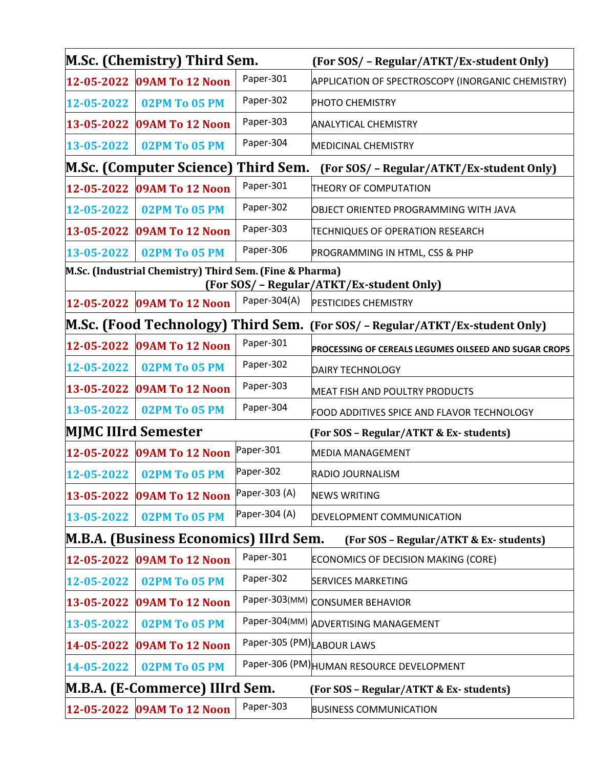| M.Sc. (Chemistry) Third Sem. | | | (For SOS/ – Regular/ATKT/Ex-student Only) |
|---|---|---|---|
| 12-05-2022 | 09AM To 12 Noon | Paper-301 | APPLICATION OF SPECTROSCOPY (INORGANIC CHEMISTRY) |
| 12-05-2022 | 02PM To 05 PM | Paper-302 | PHOTO CHEMISTRY |
| 13-05-2022 | 09AM To 12 Noon | Paper-303 | ANALYTICAL CHEMISTRY |
| 13-05-2022 | 02PM To 05 PM | Paper-304 | MEDICINAL CHEMISTRY |
| **M.Sc. (Computer Science) Third Sem.** | | | **(For SOS/ – Regular/ATKT/Ex-student Only)** |
| 12-05-2022 | 09AM To 12 Noon | Paper-301 | THEORY OF COMPUTATION |
| 12-05-2022 | 02PM To 05 PM | Paper-302 | OBJECT ORIENTED PROGRAMMING WITH JAVA |
| 13-05-2022 | 09AM To 12 Noon | Paper-303 | TECHNIQUES OF OPERATION RESEARCH |
| 13-05-2022 | 02PM To 05 PM | Paper-306 | PROGRAMMING IN HTML, CSS & PHP |
| **M.Sc. (Industrial Chemistry) Third Sem. (Fine & Pharma) (For SOS/ – Regular/ATKT/Ex-student Only)** | | | |
| 12-05-2022 | 09AM To 12 Noon | Paper-304(A) | PESTICIDES CHEMISTRY |
| **M.Sc. (Food Technology) Third Sem.** | | | **(For SOS/ – Regular/ATKT/Ex-student Only)** |
| 12-05-2022 | 09AM To 12 Noon | Paper-301 | PROCESSING OF CEREALS LEGUMES OILSEED AND SUGAR CROPS |
| 12-05-2022 | 02PM To 05 PM | Paper-302 | DAIRY TECHNOLOGY |
| 13-05-2022 | 09AM To 12 Noon | Paper-303 | MEAT FISH AND POULTRY PRODUCTS |
| 13-05-2022 | 02PM To 05 PM | Paper-304 | FOOD ADDITIVES SPICE AND FLAVOR TECHNOLOGY |
| **MJMC IIIrd Semester** | | | **(For SOS – Regular/ATKT & Ex- students)** |
| 12-05-2022 | 09AM To 12 Noon | Paper-301 | MEDIA MANAGEMENT |
| 12-05-2022 | 02PM To 05 PM | Paper-302 | RADIO JOURNALISM |
| 13-05-2022 | 09AM To 12 Noon | Paper-303 (A) | NEWS WRITING |
| 13-05-2022 | 02PM To 05 PM | Paper-304 (A) | DEVELOPMENT COMMUNICATION |
| **M.B.A. (Business Economics) IIIrd Sem.** | | | **(For SOS – Regular/ATKT & Ex- students)** |
| 12-05-2022 | 09AM To 12 Noon | Paper-301 | ECONOMICS OF DECISION MAKING (CORE) |
| 12-05-2022 | 02PM To 05 PM | Paper-302 | SERVICES MARKETING |
| 13-05-2022 | 09AM To 12 Noon | Paper-303(MM) | CONSUMER BEHAVIOR |
| 13-05-2022 | 02PM To 05 PM | Paper-304(MM) | ADVERTISING MANAGEMENT |
| 14-05-2022 | 09AM To 12 Noon | Paper-305 (PM) | LABOUR LAWS |
| 14-05-2022 | 02PM To 05 PM | Paper-306 (PM) | HUMAN RESOURCE DEVELOPMENT |
| **M.B.A. (E-Commerce) IIIrd Sem.** | | | **(For SOS – Regular/ATKT & Ex- students)** |
| 12-05-2022 | 09AM To 12 Noon | Paper-303 | BUSINESS COMMUNICATION |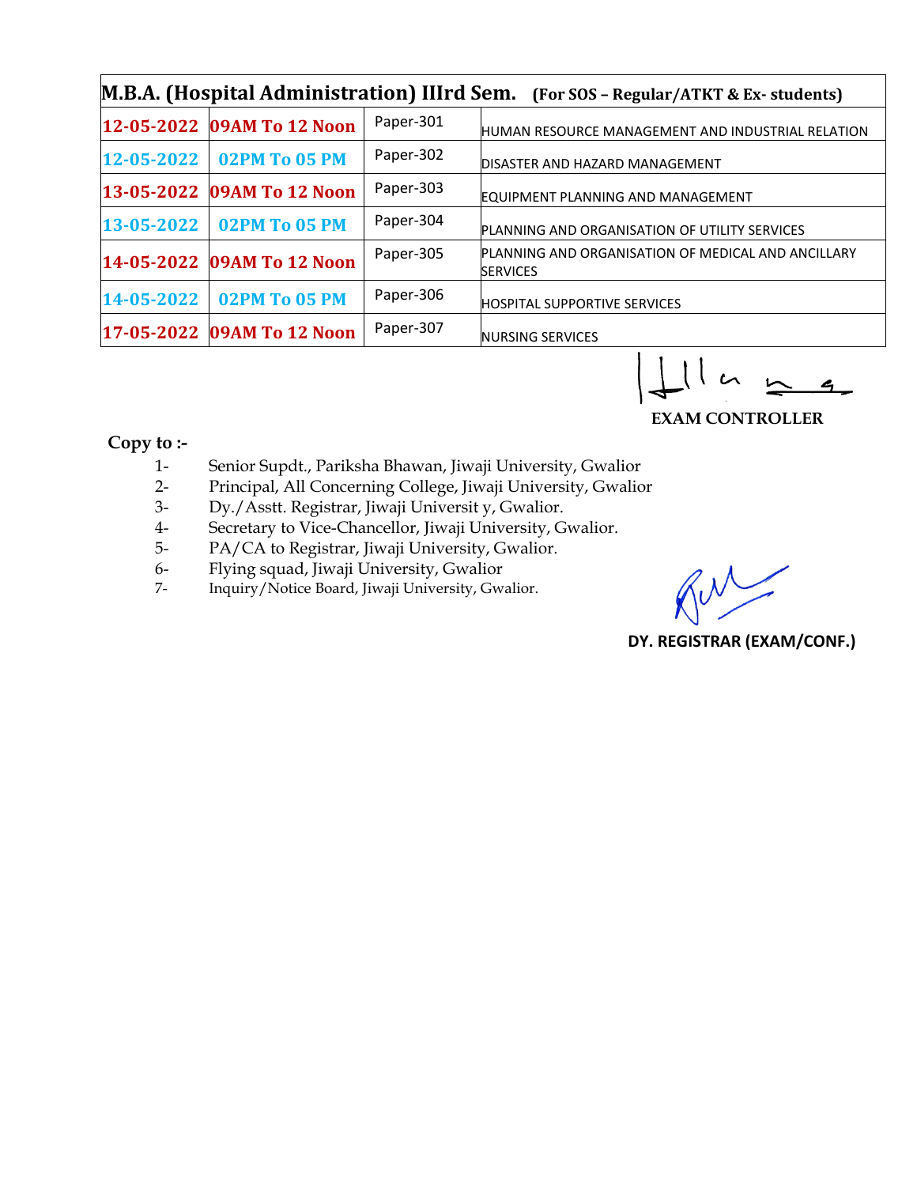| M.B.A. (Hospital Administration) IIIrd Sem. (For SOS – Regular/ATKT & Ex- students) | | | |
|---|---|---|---|
| 12-05-2022 | 09AM To 12 Noon | Paper-301 | HUMAN RESOURCE MANAGEMENT AND INDUSTRIAL RELATION |
| 12-05-2022 | 02PM To 05 PM | Paper-302 | DISASTER AND HAZARD MANAGEMENT |
| 13-05-2022 | 09AM To 12 Noon | Paper-303 | EQUIPMENT PLANNING AND MANAGEMENT |
| 13-05-2022 | 02PM To 05 PM | Paper-304 | PLANNING AND ORGANISATION OF UTILITY SERVICES |
| 14-05-2022 | 09AM To 12 Noon | Paper-305 | PLANNING AND ORGANISATION OF MEDICAL AND ANCILLARY SERVICES |
| 14-05-2022 | 02PM To 05 PM | Paper-306 | HOSPITAL SUPPORTIVE SERVICES |
| 17-05-2022 | 09AM To 12 Noon | Paper-307 | NURSING SERVICES |

**EXAM CONTROLLER**

**Copy to :-**

1- Senior Supdt., Pariksha Bhawan, Jiwaji University, Gwalior
2- Principal, All Concerning College, Jiwaji University, Gwalior
3- Dy./Asstt. Registrar, Jiwaji Universit y, Gwalior.
4- Secretary to Vice-Chancellor, Jiwaji University, Gwalior.
5- PA/CA to Registrar, Jiwaji University, Gwalior.
6- Flying squad, Jiwaji University, Gwalior
7- Inquiry/Notice Board, Jiwaji University, Gwalior.

**DY. REGISTRAR (EXAM/CONF.)**